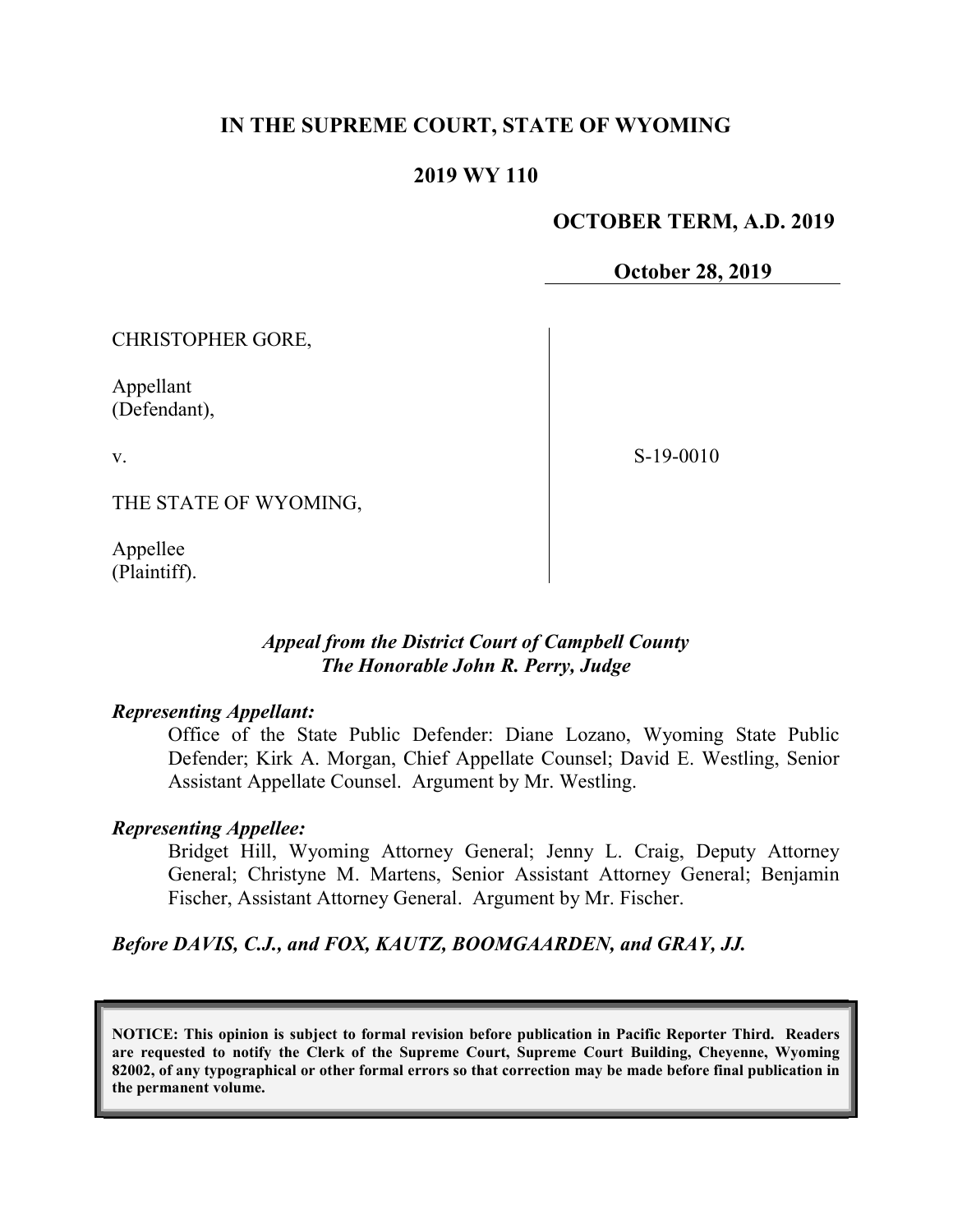**IN THE SUPREME COURT, STATE OF WYOMING**

**2019 WY 110**

**OCTOBER TERM, A.D. 2019**

**October 28, 2019**

CHRISTOPHER GORE,

Appellant (Defendant),

v.

THE STATE OF WYOMING,

Appellee (Plaintiff).

S-19-0010

***Appeal from the District Court of Campbell County***
***The Honorable John R. Perry, Judge***

***Representing Appellant:***

Office of the State Public Defender: Diane Lozano, Wyoming State Public Defender; Kirk A. Morgan, Chief Appellate Counsel; David E. Westling, Senior Assistant Appellate Counsel. Argument by Mr. Westling.

***Representing Appellee:***

Bridget Hill, Wyoming Attorney General; Jenny L. Craig, Deputy Attorney General; Christyne M. Martens, Senior Assistant Attorney General; Benjamin Fischer, Assistant Attorney General. Argument by Mr. Fischer.

***Before DAVIS, C.J., and FOX, KAUTZ, BOOMGAARDEN, and GRAY, JJ.***

**NOTICE: This opinion is subject to formal revision before publication in Pacific Reporter Third. Readers are requested to notify the Clerk of the Supreme Court, Supreme Court Building, Cheyenne, Wyoming 82002, of any typographical or other formal errors so that correction may be made before final publication in the permanent volume.**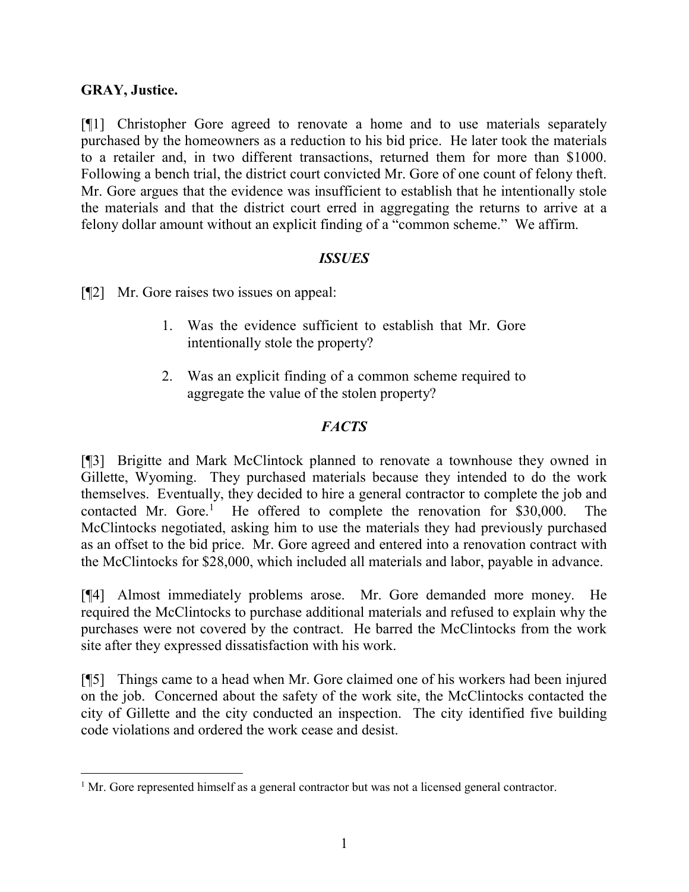**GRAY, Justice.**

[¶1] Christopher Gore agreed to renovate a home and to use materials separately purchased by the homeowners as a reduction to his bid price. He later took the materials to a retailer and, in two different transactions, returned them for more than $1000. Following a bench trial, the district court convicted Mr. Gore of one count of felony theft. Mr. Gore argues that the evidence was insufficient to establish that he intentionally stole the materials and that the district court erred in aggregating the returns to arrive at a felony dollar amount without an explicit finding of a "common scheme." We affirm.

### *ISSUES*

[¶2] Mr. Gore raises two issues on appeal:

> 1. Was the evidence sufficient to establish that Mr. Gore intentionally stole the property?
>
> 2. Was an explicit finding of a common scheme required to aggregate the value of the stolen property?

### *FACTS*

[¶3] Brigitte and Mark McClintock planned to renovate a townhouse they owned in Gillette, Wyoming. They purchased materials because they intended to do the work themselves. Eventually, they decided to hire a general contractor to complete the job and contacted Mr. Gore.[1] He offered to complete the renovation for $30,000. The McClintocks negotiated, asking him to use the materials they had previously purchased as an offset to the bid price. Mr. Gore agreed and entered into a renovation contract with the McClintocks for $28,000, which included all materials and labor, payable in advance.

[¶4] Almost immediately problems arose. Mr. Gore demanded more money. He required the McClintocks to purchase additional materials and refused to explain why the purchases were not covered by the contract. He barred the McClintocks from the work site after they expressed dissatisfaction with his work.

[¶5] Things came to a head when Mr. Gore claimed one of his workers had been injured on the job. Concerned about the safety of the work site, the McClintocks contacted the city of Gillette and the city conducted an inspection. The city identified five building code violations and ordered the work cease and desist.

---

[1] Mr. Gore represented himself as a general contractor but was not a licensed general contractor.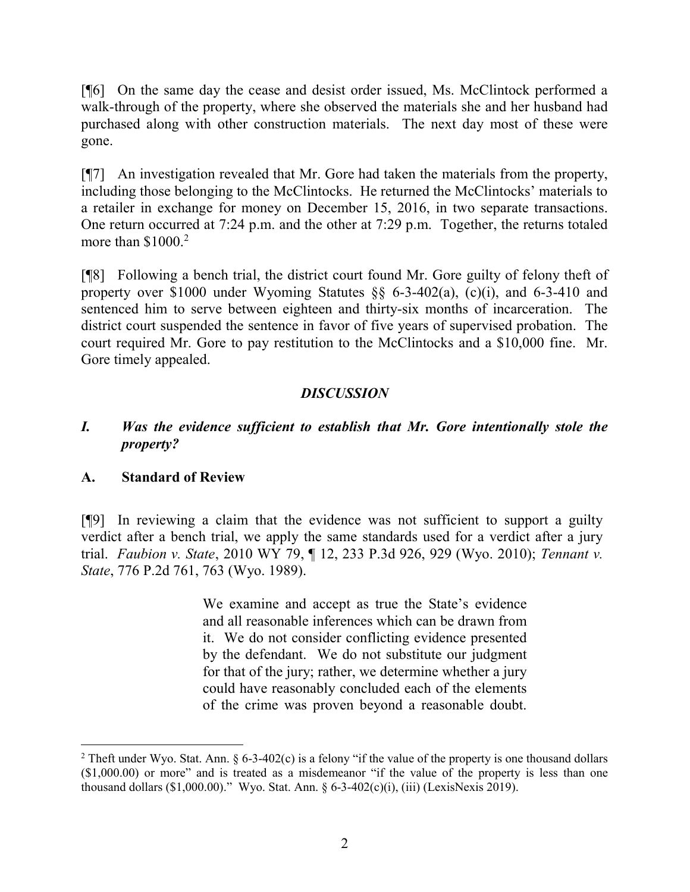[¶6] On the same day the cease and desist order issued, Ms. McClintock performed a walk-through of the property, where she observed the materials she and her husband had purchased along with other construction materials. The next day most of these were gone.

[¶7] An investigation revealed that Mr. Gore had taken the materials from the property, including those belonging to the McClintocks. He returned the McClintocks' materials to a retailer in exchange for money on December 15, 2016, in two separate transactions. One return occurred at 7:24 p.m. and the other at 7:29 p.m. Together, the returns totaled more than $1000.[2]

[¶8] Following a bench trial, the district court found Mr. Gore guilty of felony theft of property over $1000 under Wyoming Statutes §§ 6-3-402(a), (c)(i), and 6-3-410 and sentenced him to serve between eighteen and thirty-six months of incarceration. The district court suspended the sentence in favor of five years of supervised probation. The court required Mr. Gore to pay restitution to the McClintocks and a $10,000 fine. Mr. Gore timely appealed.

## *DISCUSSION*

### *I. Was the evidence sufficient to establish that Mr. Gore intentionally stole the property?*

### A. Standard of Review

[¶9] In reviewing a claim that the evidence was not sufficient to support a guilty verdict after a bench trial, we apply the same standards used for a verdict after a jury trial. *Faubion v. State*, 2010 WY 79, ¶ 12, 233 P.3d 926, 929 (Wyo. 2010); *Tennant v. State*, 776 P.2d 761, 763 (Wyo. 1989).

> We examine and accept as true the State's evidence and all reasonable inferences which can be drawn from it. We do not consider conflicting evidence presented by the defendant. We do not substitute our judgment for that of the jury; rather, we determine whether a jury could have reasonably concluded each of the elements of the crime was proven beyond a reasonable doubt.

---

[2] Theft under Wyo. Stat. Ann. § 6-3-402(c) is a felony "if the value of the property is one thousand dollars ($1,000.00) or more" and is treated as a misdemeanor "if the value of the property is less than one thousand dollars ($1,000.00)." Wyo. Stat. Ann. § 6-3-402(c)(i), (iii) (LexisNexis 2019).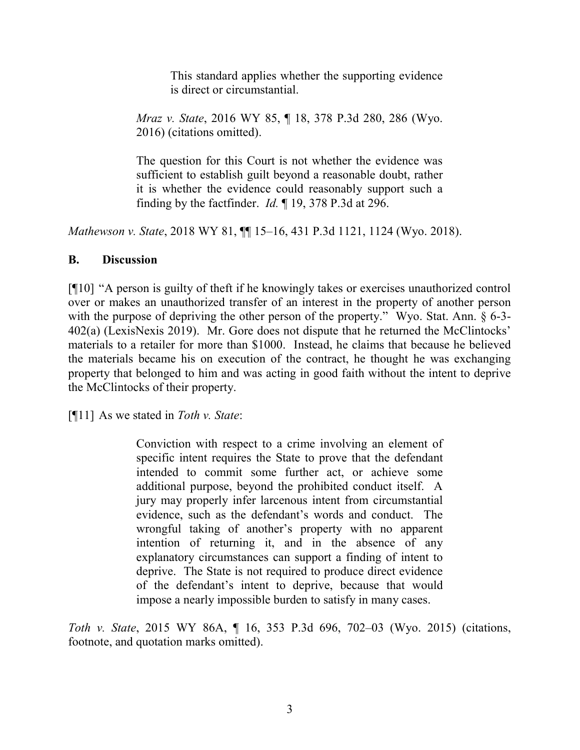> > This standard applies whether the supporting evidence is direct or circumstantial.
>
> *Mraz v. State*, 2016 WY 85, ¶ 18, 378 P.3d 280, 286 (Wyo. 2016) (citations omitted).
>
> The question for this Court is not whether the evidence was sufficient to establish guilt beyond a reasonable doubt, rather it is whether the evidence could reasonably support such a finding by the factfinder. *Id.* ¶ 19, 378 P.3d at 296.

*Mathewson v. State*, 2018 WY 81, ¶¶ 15–16, 431 P.3d 1121, 1124 (Wyo. 2018).

## B. Discussion

[¶10] "A person is guilty of theft if he knowingly takes or exercises unauthorized control over or makes an unauthorized transfer of an interest in the property of another person with the purpose of depriving the other person of the property." Wyo. Stat. Ann. § 6-3-402(a) (LexisNexis 2019). Mr. Gore does not dispute that he returned the McClintocks' materials to a retailer for more than $1000. Instead, he claims that because he believed the materials became his on execution of the contract, he thought he was exchanging property that belonged to him and was acting in good faith without the intent to deprive the McClintocks of their property.

[¶11] As we stated in *Toth v. State*:

> Conviction with respect to a crime involving an element of specific intent requires the State to prove that the defendant intended to commit some further act, or achieve some additional purpose, beyond the prohibited conduct itself. A jury may properly infer larcenous intent from circumstantial evidence, such as the defendant's words and conduct. The wrongful taking of another's property with no apparent intention of returning it, and in the absence of any explanatory circumstances can support a finding of intent to deprive. The State is not required to produce direct evidence of the defendant's intent to deprive, because that would impose a nearly impossible burden to satisfy in many cases.

*Toth v. State*, 2015 WY 86A, ¶ 16, 353 P.3d 696, 702–03 (Wyo. 2015) (citations, footnote, and quotation marks omitted).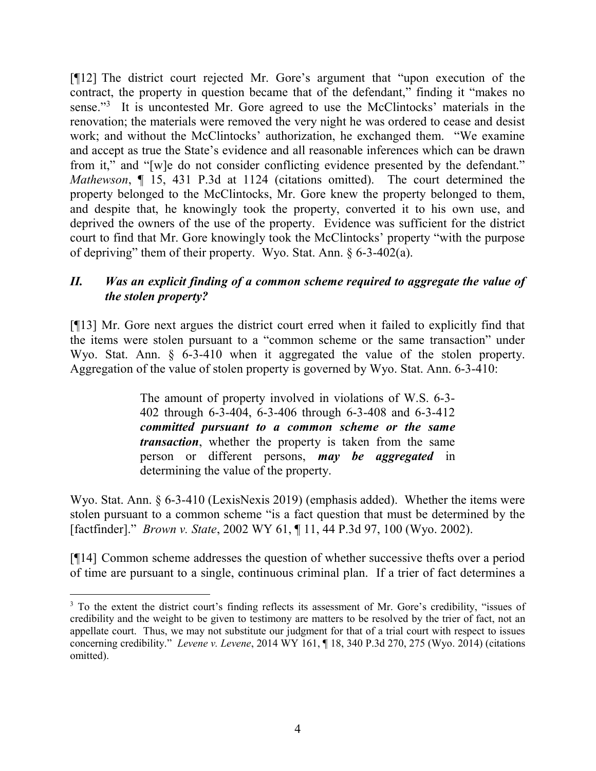[¶12] The district court rejected Mr. Gore's argument that "upon execution of the contract, the property in question became that of the defendant," finding it "makes no sense."[3] It is uncontested Mr. Gore agreed to use the McClintocks' materials in the renovation; the materials were removed the very night he was ordered to cease and desist work; and without the McClintocks' authorization, he exchanged them. "We examine and accept as true the State's evidence and all reasonable inferences which can be drawn from it," and "[w]e do not consider conflicting evidence presented by the defendant." *Mathewson*, ¶ 15, 431 P.3d at 1124 (citations omitted). The court determined the property belonged to the McClintocks, Mr. Gore knew the property belonged to them, and despite that, he knowingly took the property, converted it to his own use, and deprived the owners of the use of the property. Evidence was sufficient for the district court to find that Mr. Gore knowingly took the McClintocks' property "with the purpose of depriving" them of their property. Wyo. Stat. Ann. § 6-3-402(a).

### *II. Was an explicit finding of a common scheme required to aggregate the value of the stolen property?*

[¶13] Mr. Gore next argues the district court erred when it failed to explicitly find that the items were stolen pursuant to a "common scheme or the same transaction" under Wyo. Stat. Ann. § 6-3-410 when it aggregated the value of the stolen property. Aggregation of the value of stolen property is governed by Wyo. Stat. Ann. 6-3-410:

> The amount of property involved in violations of W.S. 6-3-402 through 6-3-404, 6-3-406 through 6-3-408 and 6-3-412 ***committed pursuant to a common scheme or the same transaction***, whether the property is taken from the same person or different persons, ***may be aggregated*** in determining the value of the property.

Wyo. Stat. Ann. § 6-3-410 (LexisNexis 2019) (emphasis added). Whether the items were stolen pursuant to a common scheme "is a fact question that must be determined by the [factfinder]." *Brown v. State*, 2002 WY 61, ¶ 11, 44 P.3d 97, 100 (Wyo. 2002).

[¶14] Common scheme addresses the question of whether successive thefts over a period of time are pursuant to a single, continuous criminal plan. If a trier of fact determines a

---

[3] To the extent the district court's finding reflects its assessment of Mr. Gore's credibility, "issues of credibility and the weight to be given to testimony are matters to be resolved by the trier of fact, not an appellate court. Thus, we may not substitute our judgment for that of a trial court with respect to issues concerning credibility." *Levene v. Levene*, 2014 WY 161, ¶ 18, 340 P.3d 270, 275 (Wyo. 2014) (citations omitted).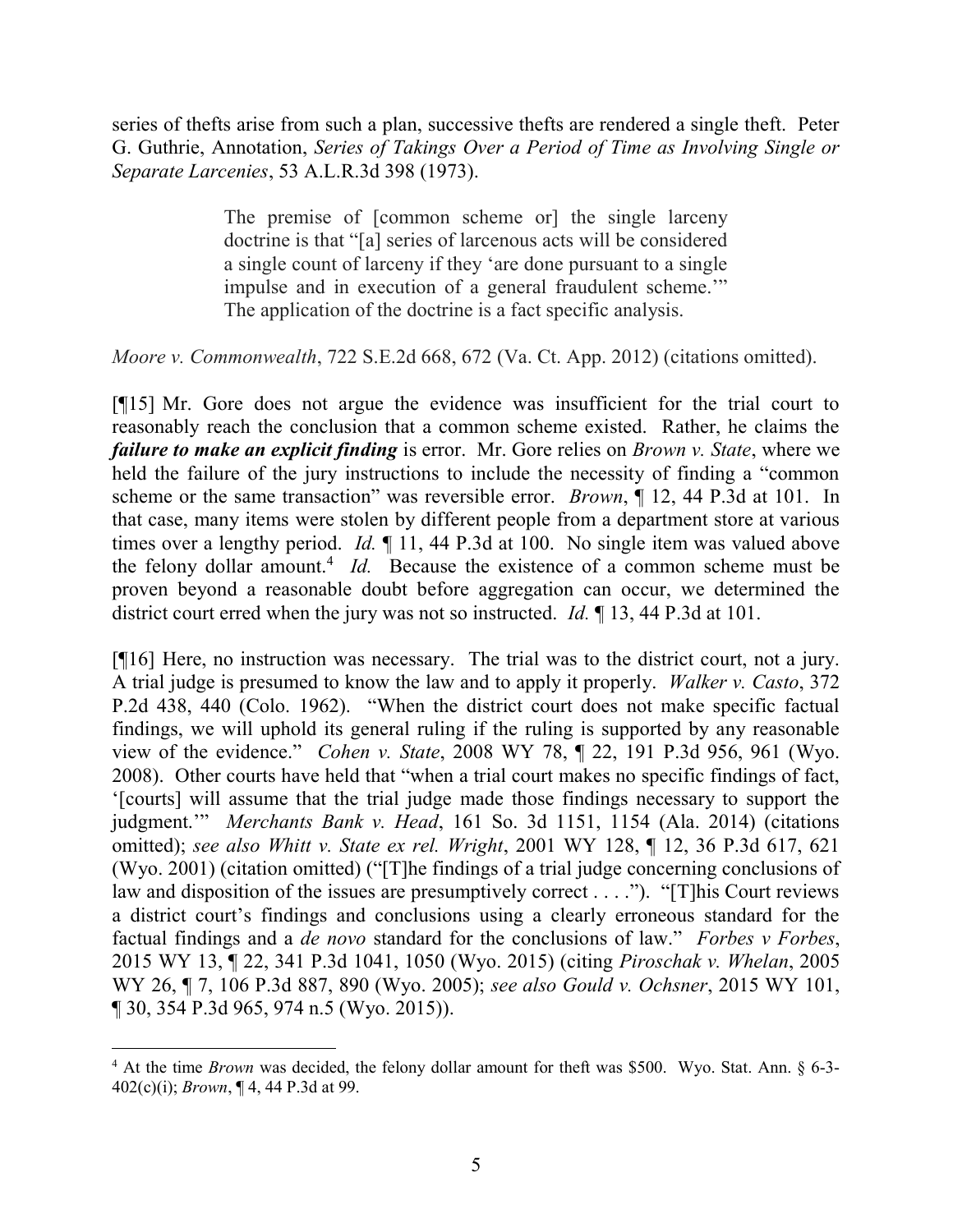series of thefts arise from such a plan, successive thefts are rendered a single theft. Peter G. Guthrie, Annotation, *Series of Takings Over a Period of Time as Involving Single or Separate Larcenies*, 53 A.L.R.3d 398 (1973).

> The premise of [common scheme or] the single larceny doctrine is that "[a] series of larcenous acts will be considered a single count of larceny if they 'are done pursuant to a single impulse and in execution of a general fraudulent scheme.'" The application of the doctrine is a fact specific analysis.

*Moore v. Commonwealth*, 722 S.E.2d 668, 672 (Va. Ct. App. 2012) (citations omitted).

[¶15] Mr. Gore does not argue the evidence was insufficient for the trial court to reasonably reach the conclusion that a common scheme existed. Rather, he claims the ***failure to make an explicit finding*** is error. Mr. Gore relies on *Brown v. State*, where we held the failure of the jury instructions to include the necessity of finding a "common scheme or the same transaction" was reversible error. *Brown*, ¶ 12, 44 P.3d at 101. In that case, many items were stolen by different people from a department store at various times over a lengthy period. *Id.* ¶ 11, 44 P.3d at 100. No single item was valued above the felony dollar amount.[4] *Id.* Because the existence of a common scheme must be proven beyond a reasonable doubt before aggregation can occur, we determined the district court erred when the jury was not so instructed. *Id.* ¶ 13, 44 P.3d at 101.

[¶16] Here, no instruction was necessary. The trial was to the district court, not a jury. A trial judge is presumed to know the law and to apply it properly. *Walker v. Casto*, 372 P.2d 438, 440 (Colo. 1962). "When the district court does not make specific factual findings, we will uphold its general ruling if the ruling is supported by any reasonable view of the evidence." *Cohen v. State*, 2008 WY 78, ¶ 22, 191 P.3d 956, 961 (Wyo. 2008). Other courts have held that "when a trial court makes no specific findings of fact, '[courts] will assume that the trial judge made those findings necessary to support the judgment.'" *Merchants Bank v. Head*, 161 So. 3d 1151, 1154 (Ala. 2014) (citations omitted); *see also Whitt v. State ex rel. Wright*, 2001 WY 128, ¶ 12, 36 P.3d 617, 621 (Wyo. 2001) (citation omitted) ("[T]he findings of a trial judge concerning conclusions of law and disposition of the issues are presumptively correct . . . ."). "[T]his Court reviews a district court's findings and conclusions using a clearly erroneous standard for the factual findings and a *de novo* standard for the conclusions of law." *Forbes v Forbes*, 2015 WY 13, ¶ 22, 341 P.3d 1041, 1050 (Wyo. 2015) (citing *Piroschak v. Whelan*, 2005 WY 26, ¶ 7, 106 P.3d 887, 890 (Wyo. 2005); *see also Gould v. Ochsner*, 2015 WY 101, ¶ 30, 354 P.3d 965, 974 n.5 (Wyo. 2015)).

---

[4] At the time *Brown* was decided, the felony dollar amount for theft was $500. Wyo. Stat. Ann. § 6-3-402(c)(i); *Brown*, ¶ 4, 44 P.3d at 99.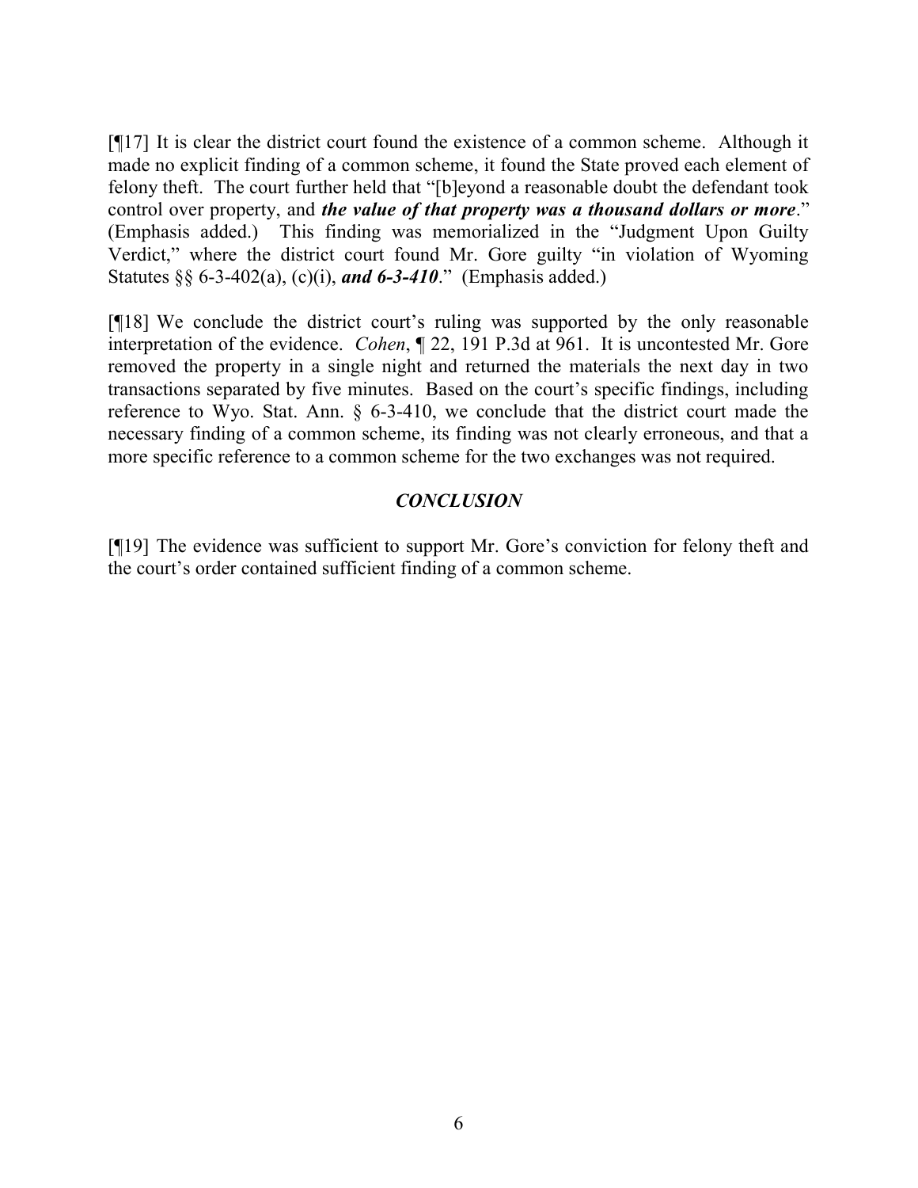[¶17] It is clear the district court found the existence of a common scheme. Although it made no explicit finding of a common scheme, it found the State proved each element of felony theft. The court further held that "[b]eyond a reasonable doubt the defendant took control over property, and ***the value of that property was a thousand dollars or more***." (Emphasis added.) This finding was memorialized in the "Judgment Upon Guilty Verdict," where the district court found Mr. Gore guilty "in violation of Wyoming Statutes §§ 6-3-402(a), (c)(i), ***and 6-3-410***." (Emphasis added.)

[¶18] We conclude the district court's ruling was supported by the only reasonable interpretation of the evidence. *Cohen*, ¶ 22, 191 P.3d at 961. It is uncontested Mr. Gore removed the property in a single night and returned the materials the next day in two transactions separated by five minutes. Based on the court's specific findings, including reference to Wyo. Stat. Ann. § 6-3-410, we conclude that the district court made the necessary finding of a common scheme, its finding was not clearly erroneous, and that a more specific reference to a common scheme for the two exchanges was not required.

## *CONCLUSION*

[¶19] The evidence was sufficient to support Mr. Gore's conviction for felony theft and the court's order contained sufficient finding of a common scheme.